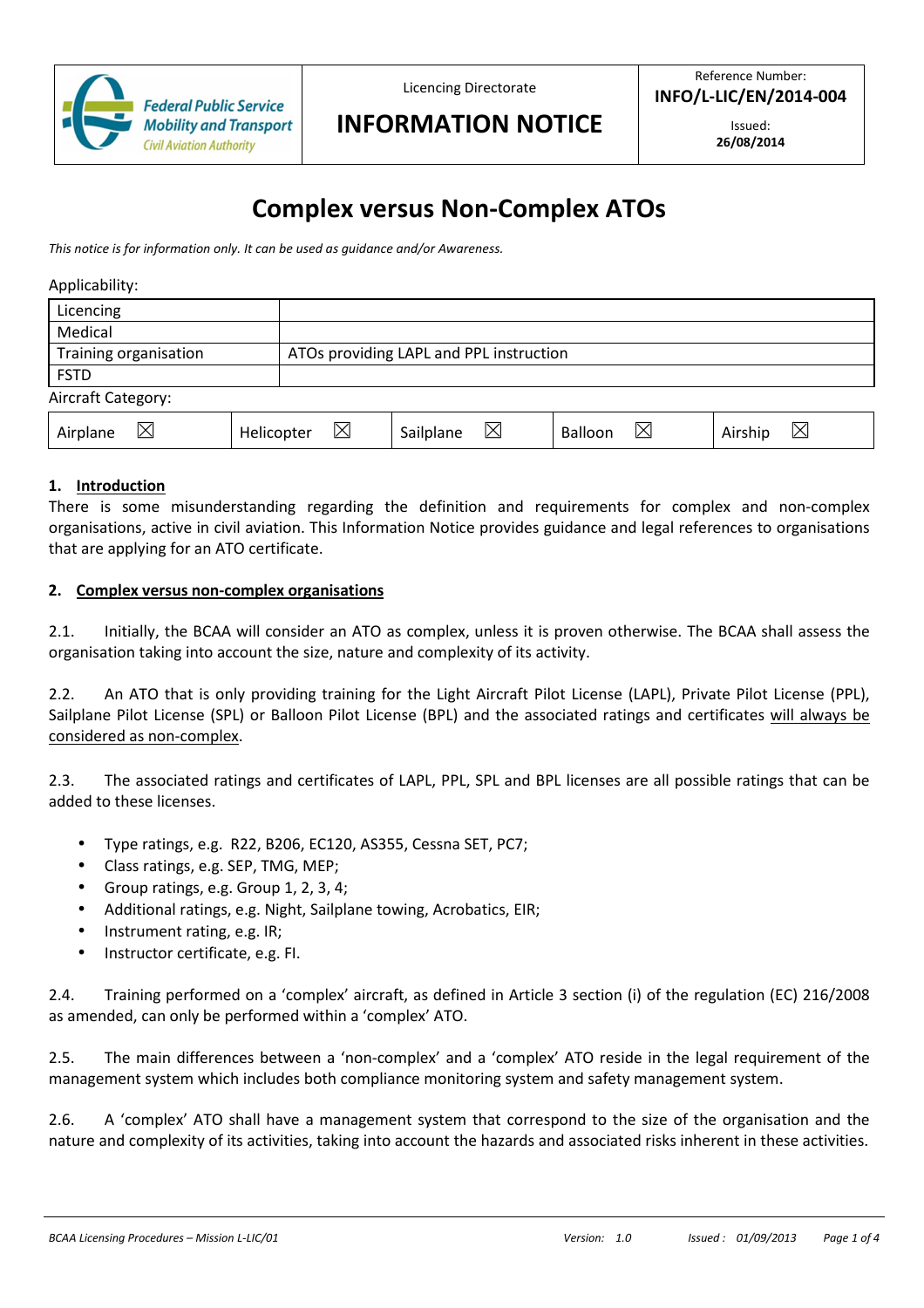| Federal Public Service Mobility and Transport Civil Aviation Authority | Licencing Directorate<br>**INFORMATION NOTICE** | Reference Number:<br>**INFO/L-LIC/EN/2014-004**<br>Issued:<br>**26/08/2014** |
|---|---|---|

# Complex versus Non-Complex ATOs

*This notice is for information only. It can be used as guidance and/or Awareness.*

Applicability:

| Licencing | |
|---|---|
| Medical | |
| Training organisation | ATOs providing LAPL and PPL instruction |
| FSTD | |

Aircraft Category:

| Airplane ☒ | Helicopter ☒ | Sailplane ☒ | Balloon ☒ | Airship ☒ |
|---|---|---|---|---|

**1. Introduction**

There is some misunderstanding regarding the definition and requirements for complex and non-complex organisations, active in civil aviation. This Information Notice provides guidance and legal references to organisations that are applying for an ATO certificate.

**2. Complex versus non-complex organisations**

2.1. Initially, the BCAA will consider an ATO as complex, unless it is proven otherwise. The BCAA shall assess the organisation taking into account the size, nature and complexity of its activity.

2.2. An ATO that is only providing training for the Light Aircraft Pilot License (LAPL), Private Pilot License (PPL), Sailplane Pilot License (SPL) or Balloon Pilot License (BPL) and the associated ratings and certificates will always be considered as non-complex.

2.3. The associated ratings and certificates of LAPL, PPL, SPL and BPL licenses are all possible ratings that can be added to these licenses.

- Type ratings, e.g. R22, B206, EC120, AS355, Cessna SET, PC7;
- Class ratings, e.g. SEP, TMG, MEP;
- Group ratings, e.g. Group 1, 2, 3, 4;
- Additional ratings, e.g. Night, Sailplane towing, Acrobatics, EIR;
- Instrument rating, e.g. IR;
- Instructor certificate, e.g. FI.

2.4. Training performed on a 'complex' aircraft, as defined in Article 3 section (i) of the regulation (EC) 216/2008 as amended, can only be performed within a 'complex' ATO.

2.5. The main differences between a 'non-complex' and a 'complex' ATO reside in the legal requirement of the management system which includes both compliance monitoring system and safety management system.

2.6. A 'complex' ATO shall have a management system that correspond to the size of the organisation and the nature and complexity of its activities, taking into account the hazards and associated risks inherent in these activities.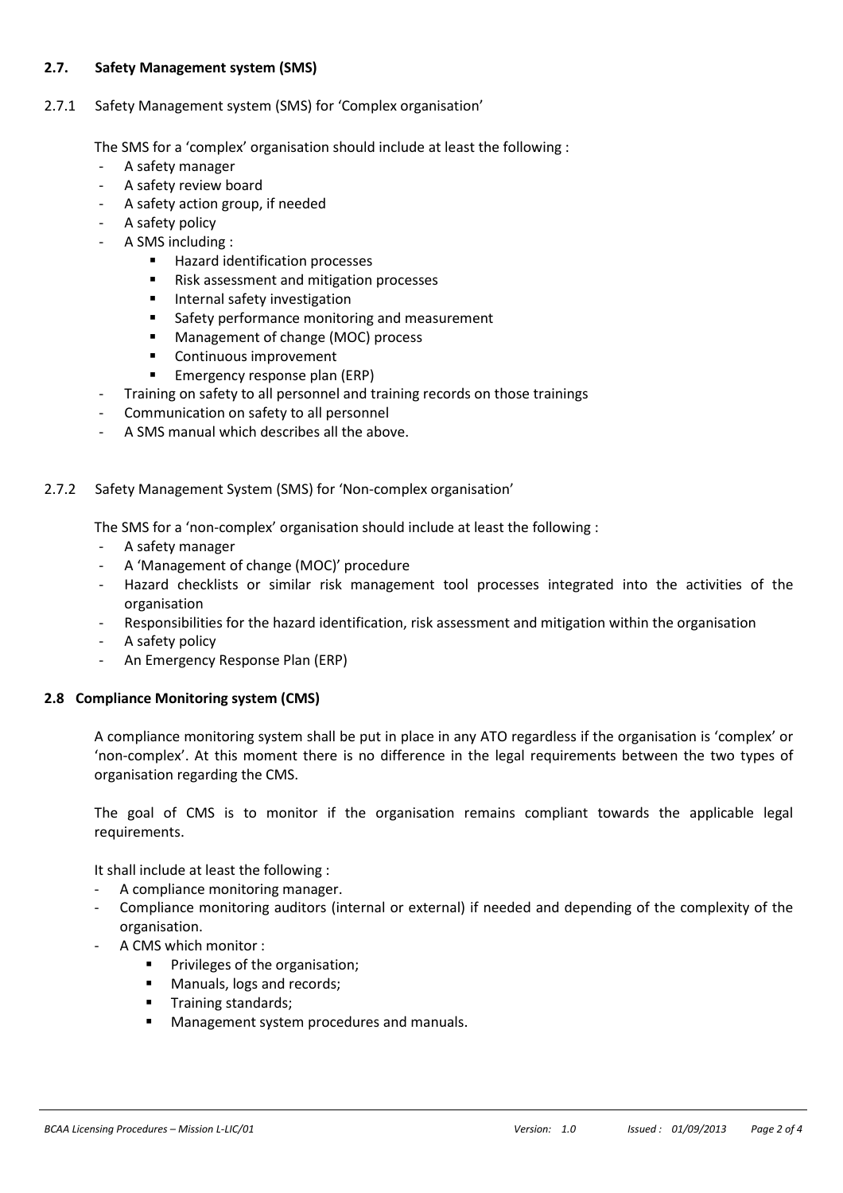## 2.7. Safety Management system (SMS)

### 2.7.1 Safety Management system (SMS) for 'Complex organisation'

The SMS for a 'complex' organisation should include at least the following :

- A safety manager
- A safety review board
- A safety action group, if needed
- A safety policy
- A SMS including :
    - Hazard identification processes
    - Risk assessment and mitigation processes
    - Internal safety investigation
    - Safety performance monitoring and measurement
    - Management of change (MOC) process
    - Continuous improvement
    - Emergency response plan (ERP)
- Training on safety to all personnel and training records on those trainings
- Communication on safety to all personnel
- A SMS manual which describes all the above.

### 2.7.2 Safety Management System (SMS) for 'Non-complex organisation'

The SMS for a 'non-complex' organisation should include at least the following :

- A safety manager
- A 'Management of change (MOC)' procedure
- Hazard checklists or similar risk management tool processes integrated into the activities of the organisation
- Responsibilities for the hazard identification, risk assessment and mitigation within the organisation
- A safety policy
- An Emergency Response Plan (ERP)

## 2.8 Compliance Monitoring system (CMS)

A compliance monitoring system shall be put in place in any ATO regardless if the organisation is 'complex' or 'non-complex'. At this moment there is no difference in the legal requirements between the two types of organisation regarding the CMS.

The goal of CMS is to monitor if the organisation remains compliant towards the applicable legal requirements.

It shall include at least the following :

- A compliance monitoring manager.
- Compliance monitoring auditors (internal or external) if needed and depending of the complexity of the organisation.
- A CMS which monitor :
    - Privileges of the organisation;
    - Manuals, logs and records;
    - Training standards;
    - Management system procedures and manuals.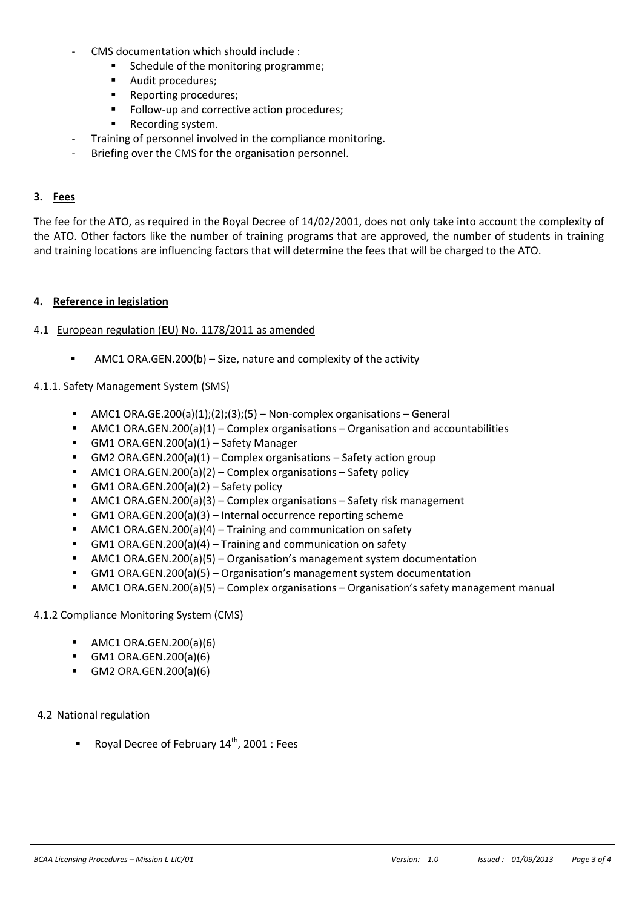- CMS documentation which should include :
  - Schedule of the monitoring programme;
  - Audit procedures;
  - Reporting procedures;
  - Follow-up and corrective action procedures;
  - Recording system.
- Training of personnel involved in the compliance monitoring.
- Briefing over the CMS for the organisation personnel.

## 3. Fees

The fee for the ATO, as required in the Royal Decree of 14/02/2001, does not only take into account the complexity of the ATO. Other factors like the number of training programs that are approved, the number of students in training and training locations are influencing factors that will determine the fees that will be charged to the ATO.

## 4. Reference in legislation

### 4.1 European regulation (EU) No. 1178/2011 as amended

- AMC1 ORA.GEN.200(b) – Size, nature and complexity of the activity

#### 4.1.1. Safety Management System (SMS)

- AMC1 ORA.GE.200(a)(1);(2);(3);(5) – Non-complex organisations – General
- AMC1 ORA.GEN.200(a)(1) – Complex organisations – Organisation and accountabilities
- GM1 ORA.GEN.200(a)(1) – Safety Manager
- GM2 ORA.GEN.200(a)(1) – Complex organisations – Safety action group
- AMC1 ORA.GEN.200(a)(2) – Complex organisations – Safety policy
- GM1 ORA.GEN.200(a)(2) – Safety policy
- AMC1 ORA.GEN.200(a)(3) – Complex organisations – Safety risk management
- GM1 ORA.GEN.200(a)(3) – Internal occurrence reporting scheme
- AMC1 ORA.GEN.200(a)(4) – Training and communication on safety
- GM1 ORA.GEN.200(a)(4) – Training and communication on safety
- AMC1 ORA.GEN.200(a)(5) – Organisation's management system documentation
- GM1 ORA.GEN.200(a)(5) – Organisation's management system documentation
- AMC1 ORA.GEN.200(a)(5) – Complex organisations – Organisation's safety management manual

#### 4.1.2 Compliance Monitoring System (CMS)

- AMC1 ORA.GEN.200(a)(6)
- GM1 ORA.GEN.200(a)(6)
- GM2 ORA.GEN.200(a)(6)

### 4.2 National regulation

- Royal Decree of February 14th, 2001 : Fees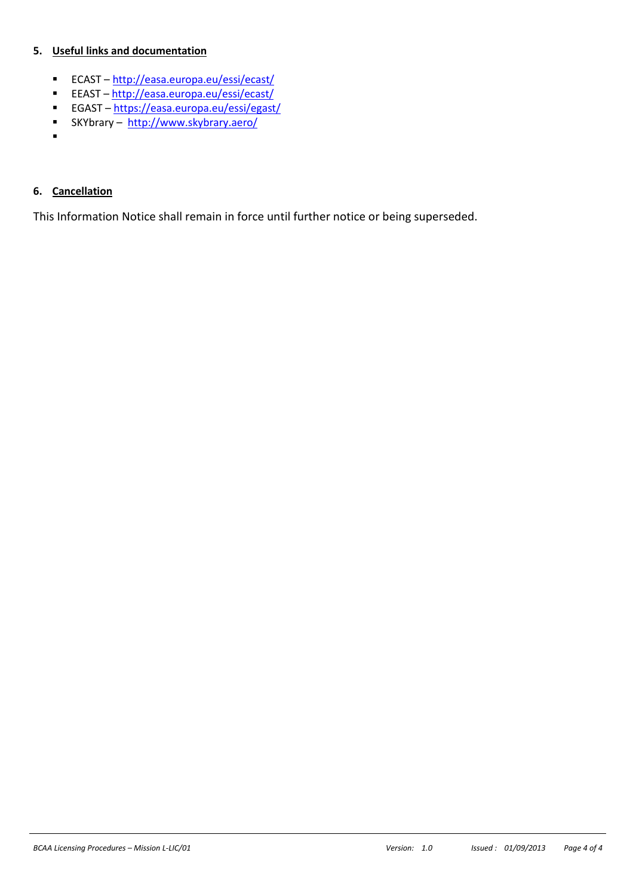## 5. Useful links and documentation

- ECAST – http://easa.europa.eu/essi/ecast/
- EEAST – http://easa.europa.eu/essi/ecast/
- EGAST – https://easa.europa.eu/essi/egast/
- SKYbrary – http://www.skybrary.aero/

## 6. Cancellation

This Information Notice shall remain in force until further notice or being superseded.